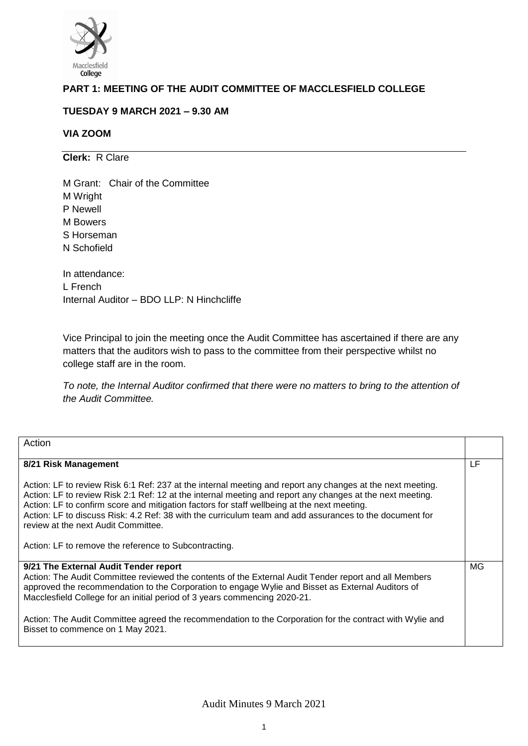**PART 1: MEETING OF THE AUDIT COMMITTEE OF MACCLESFIELD COLLEGE**

**TUESDAY 9 MARCH 2021 – 9.30 AM**

**VIA ZOOM**

**Clerk:** R Clare

M Grant: Chair of the Committee
M Wright
P Newell
M Bowers
S Horseman
N Schofield

In attendance:
L French
Internal Auditor – BDO LLP: N Hinchcliffe

Vice Principal to join the meeting once the Audit Committee has ascertained if there are any matters that the auditors wish to pass to the committee from their perspective whilst no college staff are in the room.

*To note, the Internal Auditor confirmed that there were no matters to bring to the attention of the Audit Committee.*

| Action | |
|---|---|
| **8/21 Risk Management**<br><br>Action: LF to review Risk 6:1 Ref: 237 at the internal meeting and report any changes at the next meeting.<br>Action: LF to review Risk 2:1 Ref: 12 at the internal meeting and report any changes at the next meeting.<br>Action: LF to confirm score and mitigation factors for staff wellbeing at the next meeting.<br>Action: LF to discuss Risk: 4.2 Ref: 38 with the curriculum team and add assurances to the document for review at the next Audit Committee.<br><br>Action: LF to remove the reference to Subcontracting. | LF |
| **9/21 The External Audit Tender report**<br>Action: The Audit Committee reviewed the contents of the External Audit Tender report and all Members approved the recommendation to the Corporation to engage Wylie and Bisset as External Auditors of Macclesfield College for an initial period of 3 years commencing 2020-21.<br><br>Action: The Audit Committee agreed the recommendation to the Corporation for the contract with Wylie and Bisset to commence on 1 May 2021. | MG |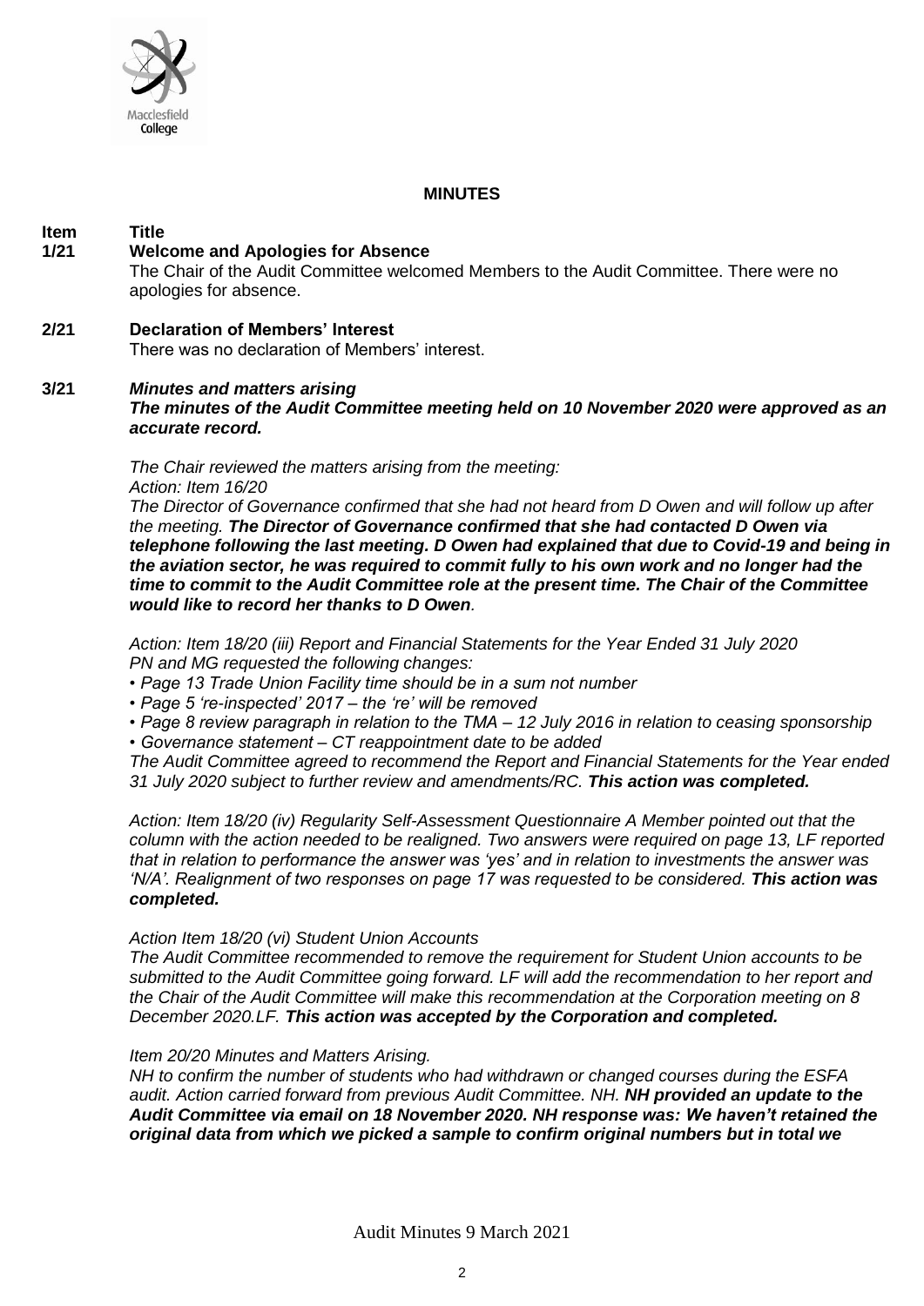**MINUTES**

| Item | Title |
|---|---|
| **1/21** | **Welcome and Apologies for Absence** |
| | The Chair of the Audit Committee welcomed Members to the Audit Committee. There were no apologies for absence. |
| **2/21** | **Declaration of Members' Interest** |
| | There was no declaration of Members' interest. |
| **3/21** | ***Minutes and matters arising*** |

***The minutes of the Audit Committee meeting held on 10 November 2020 were approved as an accurate record.***

*The Chair reviewed the matters arising from the meeting:*
*Action: Item 16/20*
*The Director of Governance confirmed that she had not heard from D Owen and will follow up after the meeting.* ***The Director of Governance confirmed that she had contacted D Owen via telephone following the last meeting. D Owen had explained that due to Covid-19 and being in the aviation sector, he was required to commit fully to his own work and no longer had the time to commit to the Audit Committee role at the present time. The Chair of the Committee would like to record her thanks to D Owen****.*

*Action: Item 18/20 (iii) Report and Financial Statements for the Year Ended 31 July 2020*
*PN and MG requested the following changes:*

- *Page 13 Trade Union Facility time should be in a sum not number*
- *Page 5 're-inspected' 2017 – the 're' will be removed*
- *Page 8 review paragraph in relation to the TMA – 12 July 2016 in relation to ceasing sponsorship*
- *Governance statement – CT reappointment date to be added*

*The Audit Committee agreed to recommend the Report and Financial Statements for the Year ended 31 July 2020 subject to further review and amendments/RC.* ***This action was completed.***

*Action: Item 18/20 (iv) Regularity Self-Assessment Questionnaire A Member pointed out that the column with the action needed to be realigned. Two answers were required on page 13, LF reported that in relation to performance the answer was 'yes' and in relation to investments the answer was 'N/A'. Realignment of two responses on page 17 was requested to be considered.* ***This action was completed.***

*Action Item 18/20 (vi) Student Union Accounts*
*The Audit Committee recommended to remove the requirement for Student Union accounts to be submitted to the Audit Committee going forward. LF will add the recommendation to her report and the Chair of the Audit Committee will make this recommendation at the Corporation meeting on 8 December 2020.LF.* ***This action was accepted by the Corporation and completed.***

*Item 20/20 Minutes and Matters Arising.*
*NH to confirm the number of students who had withdrawn or changed courses during the ESFA audit. Action carried forward from previous Audit Committee. NH.* ***NH provided an update to the Audit Committee via email on 18 November 2020. NH response was: We haven't retained the original data from which we picked a sample to confirm original numbers but in total we***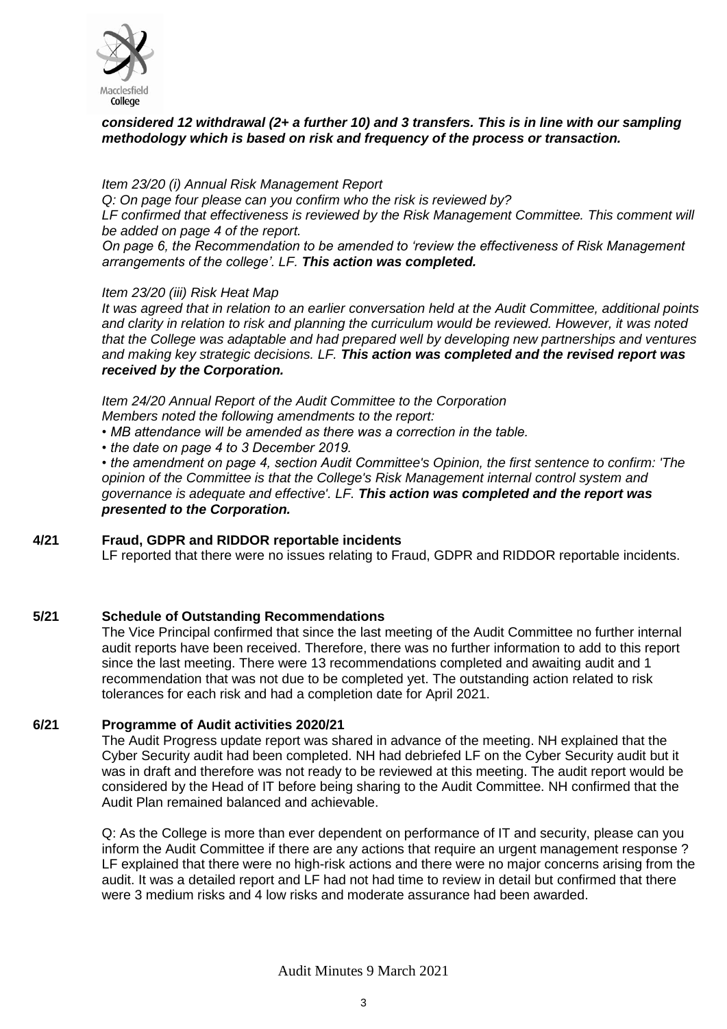***considered 12 withdrawal (2+ a further 10) and 3 transfers. This is in line with our sampling methodology which is based on risk and frequency of the process or transaction.***

*Item 23/20 (i) Annual Risk Management Report*

*Q: On page four please can you confirm who the risk is reviewed by?*

*LF confirmed that effectiveness is reviewed by the Risk Management Committee. This comment will be added on page 4 of the report.*

*On page 6, the Recommendation to be amended to 'review the effectiveness of Risk Management arrangements of the college'. LF.* ***This action was completed.***

*Item 23/20 (iii) Risk Heat Map*

*It was agreed that in relation to an earlier conversation held at the Audit Committee, additional points and clarity in relation to risk and planning the curriculum would be reviewed. However, it was noted that the College was adaptable and had prepared well by developing new partnerships and ventures and making key strategic decisions. LF.* ***This action was completed and the revised report was received by the Corporation.***

*Item 24/20 Annual Report of the Audit Committee to the Corporation*

*Members noted the following amendments to the report:*

- *MB attendance will be amended as there was a correction in the table.*
- *the date on page 4 to 3 December 2019.*
- *the amendment on page 4, section Audit Committee's Opinion, the first sentence to confirm: 'The opinion of the Committee is that the College's Risk Management internal control system and governance is adequate and effective'. LF.* ***This action was completed and the report was presented to the Corporation.***

## 4/21 Fraud, GDPR and RIDDOR reportable incidents

LF reported that there were no issues relating to Fraud, GDPR and RIDDOR reportable incidents.

## 5/21 Schedule of Outstanding Recommendations

The Vice Principal confirmed that since the last meeting of the Audit Committee no further internal audit reports have been received. Therefore, there was no further information to add to this report since the last meeting. There were 13 recommendations completed and awaiting audit and 1 recommendation that was not due to be completed yet. The outstanding action related to risk tolerances for each risk and had a completion date for April 2021.

## 6/21 Programme of Audit activities 2020/21

The Audit Progress update report was shared in advance of the meeting. NH explained that the Cyber Security audit had been completed. NH had debriefed LF on the Cyber Security audit but it was in draft and therefore was not ready to be reviewed at this meeting. The audit report would be considered by the Head of IT before being sharing to the Audit Committee. NH confirmed that the Audit Plan remained balanced and achievable.

Q: As the College is more than ever dependent on performance of IT and security, please can you inform the Audit Committee if there are any actions that require an urgent management response ? LF explained that there were no high-risk actions and there were no major concerns arising from the audit. It was a detailed report and LF had not had time to review in detail but confirmed that there were 3 medium risks and 4 low risks and moderate assurance had been awarded.

Audit Minutes 9 March 2021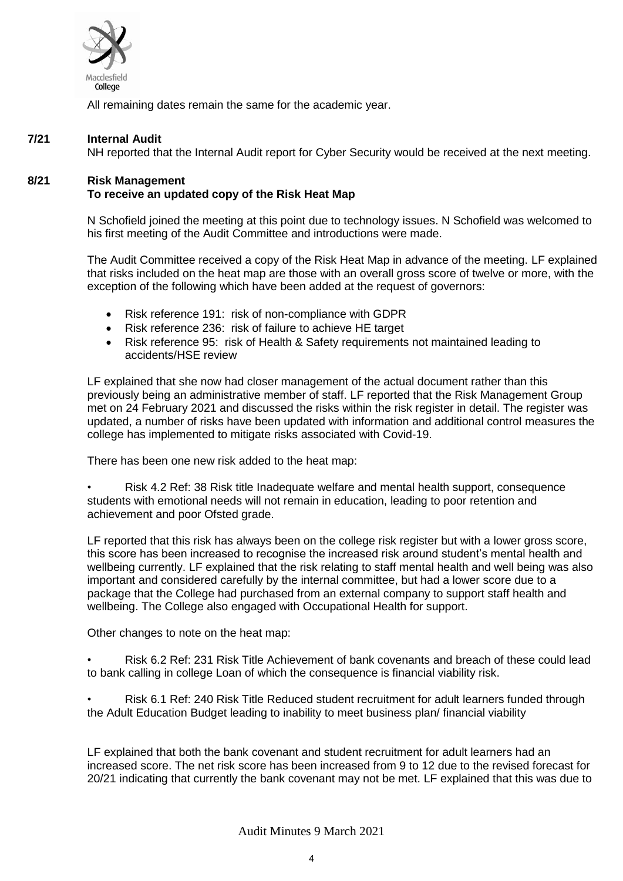All remaining dates remain the same for the academic year.

**7/21 Internal Audit**

NH reported that the Internal Audit report for Cyber Security would be received at the next meeting.

**8/21 Risk Management**

**To receive an updated copy of the Risk Heat Map**

N Schofield joined the meeting at this point due to technology issues. N Schofield was welcomed to his first meeting of the Audit Committee and introductions were made.

The Audit Committee received a copy of the Risk Heat Map in advance of the meeting. LF explained that risks included on the heat map are those with an overall gross score of twelve or more, with the exception of the following which have been added at the request of governors:

- Risk reference 191: risk of non-compliance with GDPR
- Risk reference 236: risk of failure to achieve HE target
- Risk reference 95: risk of Health & Safety requirements not maintained leading to accidents/HSE review

LF explained that she now had closer management of the actual document rather than this previously being an administrative member of staff. LF reported that the Risk Management Group met on 24 February 2021 and discussed the risks within the risk register in detail. The register was updated, a number of risks have been updated with information and additional control measures the college has implemented to mitigate risks associated with Covid-19.

There has been one new risk added to the heat map:

- Risk 4.2 Ref: 38 Risk title Inadequate welfare and mental health support, consequence students with emotional needs will not remain in education, leading to poor retention and achievement and poor Ofsted grade.

LF reported that this risk has always been on the college risk register but with a lower gross score, this score has been increased to recognise the increased risk around student's mental health and wellbeing currently. LF explained that the risk relating to staff mental health and well being was also important and considered carefully by the internal committee, but had a lower score due to a package that the College had purchased from an external company to support staff health and wellbeing. The College also engaged with Occupational Health for support.

Other changes to note on the heat map:

- Risk 6.2 Ref: 231 Risk Title Achievement of bank covenants and breach of these could lead to bank calling in college Loan of which the consequence is financial viability risk.

- Risk 6.1 Ref: 240 Risk Title Reduced student recruitment for adult learners funded through the Adult Education Budget leading to inability to meet business plan/ financial viability

LF explained that both the bank covenant and student recruitment for adult learners had an increased score. The net risk score has been increased from 9 to 12 due to the revised forecast for 20/21 indicating that currently the bank covenant may not be met. LF explained that this was due to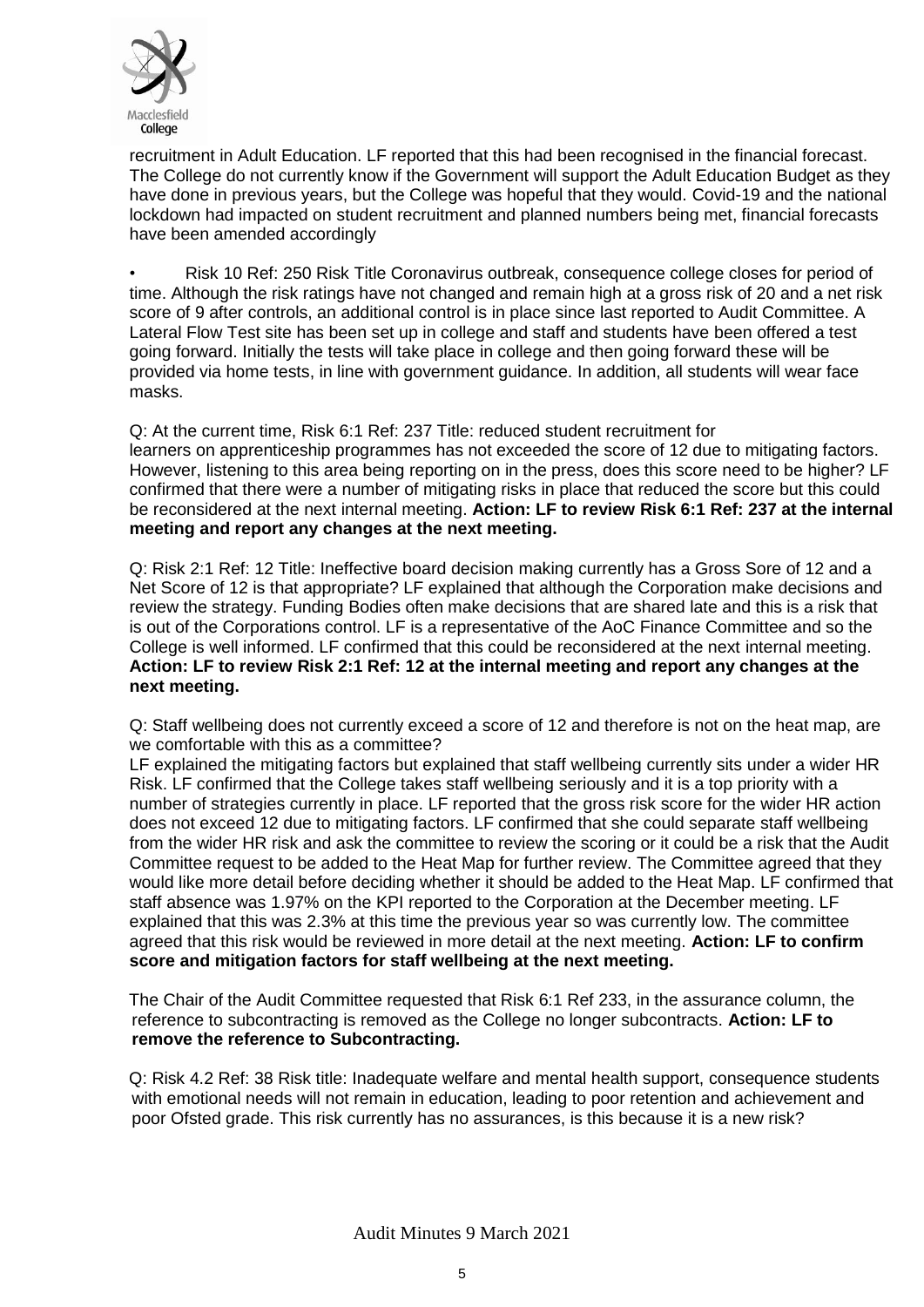recruitment in Adult Education. LF reported that this had been recognised in the financial forecast. The College do not currently know if the Government will support the Adult Education Budget as they have done in previous years, but the College was hopeful that they would. Covid-19 and the national lockdown had impacted on student recruitment and planned numbers being met, financial forecasts have been amended accordingly

- Risk 10 Ref: 250 Risk Title Coronavirus outbreak, consequence college closes for period of time. Although the risk ratings have not changed and remain high at a gross risk of 20 and a net risk score of 9 after controls, an additional control is in place since last reported to Audit Committee. A Lateral Flow Test site has been set up in college and staff and students have been offered a test going forward. Initially the tests will take place in college and then going forward these will be provided via home tests, in line with government guidance. In addition, all students will wear face masks.

Q: At the current time, Risk 6:1 Ref: 237 Title: reduced student recruitment for learners on apprenticeship programmes has not exceeded the score of 12 due to mitigating factors. However, listening to this area being reporting on in the press, does this score need to be higher? LF confirmed that there were a number of mitigating risks in place that reduced the score but this could be reconsidered at the next internal meeting. **Action: LF to review Risk 6:1 Ref: 237 at the internal meeting and report any changes at the next meeting.**

Q: Risk 2:1 Ref: 12 Title: Ineffective board decision making currently has a Gross Sore of 12 and a Net Score of 12 is that appropriate? LF explained that although the Corporation make decisions and review the strategy. Funding Bodies often make decisions that are shared late and this is a risk that is out of the Corporations control. LF is a representative of the AoC Finance Committee and so the College is well informed. LF confirmed that this could be reconsidered at the next internal meeting. **Action: LF to review Risk 2:1 Ref: 12 at the internal meeting and report any changes at the next meeting.**

Q: Staff wellbeing does not currently exceed a score of 12 and therefore is not on the heat map, are we comfortable with this as a committee?
LF explained the mitigating factors but explained that staff wellbeing currently sits under a wider HR Risk. LF confirmed that the College takes staff wellbeing seriously and it is a top priority with a number of strategies currently in place. LF reported that the gross risk score for the wider HR action does not exceed 12 due to mitigating factors. LF confirmed that she could separate staff wellbeing from the wider HR risk and ask the committee to review the scoring or it could be a risk that the Audit Committee request to be added to the Heat Map for further review. The Committee agreed that they would like more detail before deciding whether it should be added to the Heat Map. LF confirmed that staff absence was 1.97% on the KPI reported to the Corporation at the December meeting. LF explained that this was 2.3% at this time the previous year so was currently low. The committee agreed that this risk would be reviewed in more detail at the next meeting. **Action: LF to confirm score and mitigation factors for staff wellbeing at the next meeting.**

The Chair of the Audit Committee requested that Risk 6:1 Ref 233, in the assurance column, the reference to subcontracting is removed as the College no longer subcontracts. **Action: LF to remove the reference to Subcontracting.**

Q: Risk 4.2 Ref: 38 Risk title: Inadequate welfare and mental health support, consequence students with emotional needs will not remain in education, leading to poor retention and achievement and poor Ofsted grade. This risk currently has no assurances, is this because it is a new risk?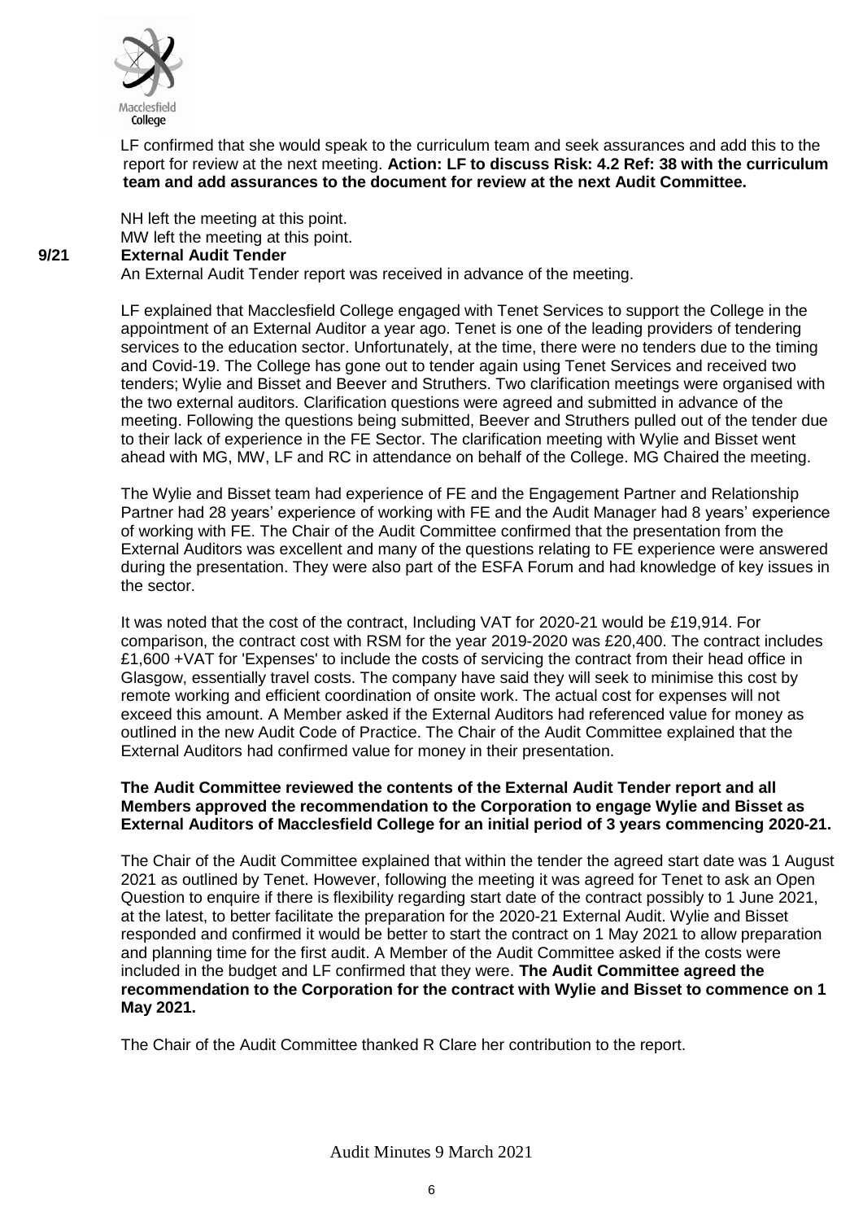LF confirmed that she would speak to the curriculum team and seek assurances and add this to the report for review at the next meeting. **Action: LF to discuss Risk: 4.2 Ref: 38 with the curriculum team and add assurances to the document for review at the next Audit Committee.**

NH left the meeting at this point.
MW left the meeting at this point.

**9/21 External Audit Tender**

An External Audit Tender report was received in advance of the meeting.

LF explained that Macclesfield College engaged with Tenet Services to support the College in the appointment of an External Auditor a year ago. Tenet is one of the leading providers of tendering services to the education sector. Unfortunately, at the time, there were no tenders due to the timing and Covid-19. The College has gone out to tender again using Tenet Services and received two tenders; Wylie and Bisset and Beever and Struthers. Two clarification meetings were organised with the two external auditors. Clarification questions were agreed and submitted in advance of the meeting. Following the questions being submitted, Beever and Struthers pulled out of the tender due to their lack of experience in the FE Sector. The clarification meeting with Wylie and Bisset went ahead with MG, MW, LF and RC in attendance on behalf of the College. MG Chaired the meeting.

The Wylie and Bisset team had experience of FE and the Engagement Partner and Relationship Partner had 28 years' experience of working with FE and the Audit Manager had 8 years' experience of working with FE. The Chair of the Audit Committee confirmed that the presentation from the External Auditors was excellent and many of the questions relating to FE experience were answered during the presentation. They were also part of the ESFA Forum and had knowledge of key issues in the sector.

It was noted that the cost of the contract, Including VAT for 2020-21 would be £19,914. For comparison, the contract cost with RSM for the year 2019-2020 was £20,400. The contract includes £1,600 +VAT for 'Expenses' to include the costs of servicing the contract from their head office in Glasgow, essentially travel costs. The company have said they will seek to minimise this cost by remote working and efficient coordination of onsite work. The actual cost for expenses will not exceed this amount. A Member asked if the External Auditors had referenced value for money as outlined in the new Audit Code of Practice. The Chair of the Audit Committee explained that the External Auditors had confirmed value for money in their presentation.

**The Audit Committee reviewed the contents of the External Audit Tender report and all Members approved the recommendation to the Corporation to engage Wylie and Bisset as External Auditors of Macclesfield College for an initial period of 3 years commencing 2020-21.**

The Chair of the Audit Committee explained that within the tender the agreed start date was 1 August 2021 as outlined by Tenet. However, following the meeting it was agreed for Tenet to ask an Open Question to enquire if there is flexibility regarding start date of the contract possibly to 1 June 2021, at the latest, to better facilitate the preparation for the 2020-21 External Audit. Wylie and Bisset responded and confirmed it would be better to start the contract on 1 May 2021 to allow preparation and planning time for the first audit. A Member of the Audit Committee asked if the costs were included in the budget and LF confirmed that they were. **The Audit Committee agreed the recommendation to the Corporation for the contract with Wylie and Bisset to commence on 1 May 2021.**

The Chair of the Audit Committee thanked R Clare her contribution to the report.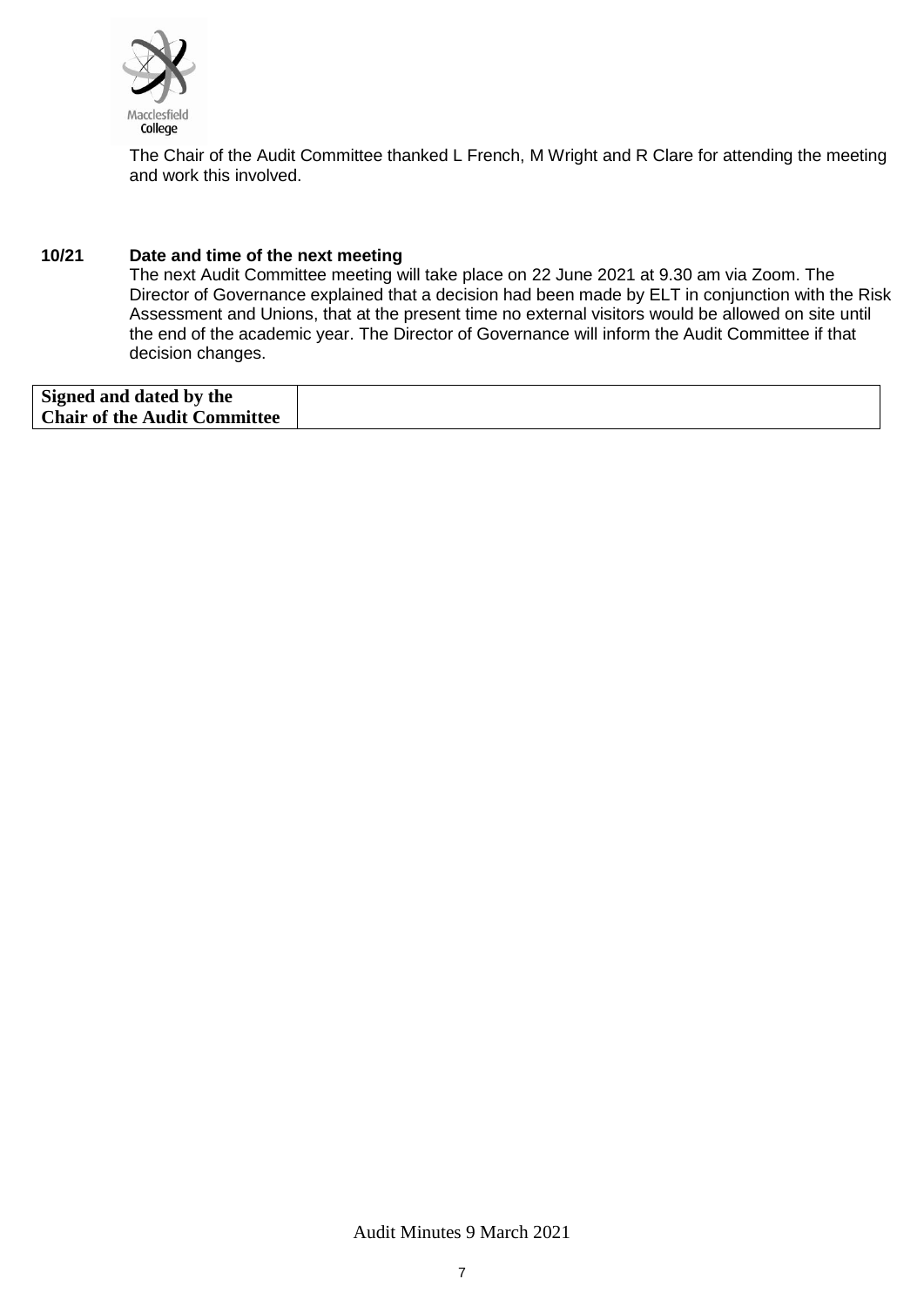The Chair of the Audit Committee thanked L French, M Wright and R Clare for attending the meeting and work this involved.

**10/21 Date and time of the next meeting**

The next Audit Committee meeting will take place on 22 June 2021 at 9.30 am via Zoom. The Director of Governance explained that a decision had been made by ELT in conjunction with the Risk Assessment and Unions, that at the present time no external visitors would be allowed on site until the end of the academic year. The Director of Governance will inform the Audit Committee if that decision changes.

| | |
|---|---|
| **Signed and dated by the Chair of the Audit Committee** | |